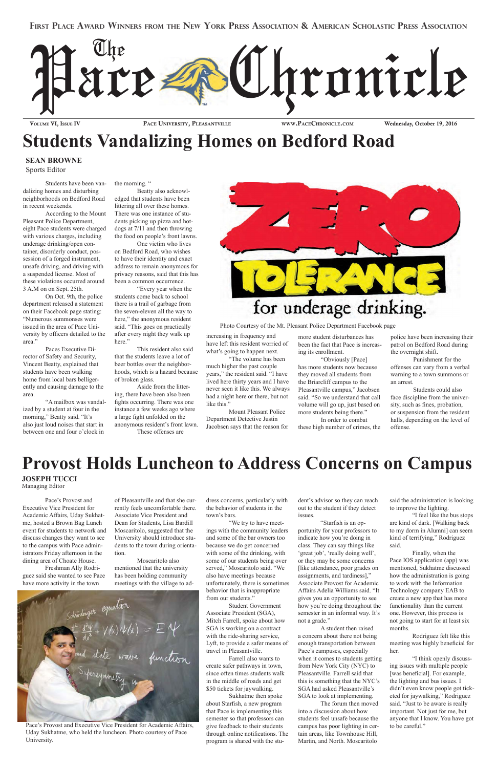First Place Award Winners from the New York Press Association & American Scholastic Press Association

# The Pace Chronicle

Volume VI, Issue IV | Pace University, Pleasantville | www.PaceChronicle.com | Wednesday, October 19, 2016

## Students Vandalizing Homes on Bedford Road

**SEAN BROWNE**
Sports Editor

Students have been vandalizing homes and disturbing neighborhoods on Bedford Road in recent weekends.

According to the Mount Pleasant Police Department, eight Pace students were charged with various charges, including underage drinking/open container, disorderly conduct, possession of a forged instrument, unsafe driving, and driving with a suspended license. Most of these violations occurred around 3 A.M on on Sept. 25th.

On Oct. 9th, the police department released a statement on their Facebook page stating: "Numerous summonses were issued in the area of Pace University by officers detailed to the area."

Paces Executive Director of Safety and Security, Vincent Beatty, explained that students have been walking home from local bars belligerently and causing damage to the area.

"A mailbox was vandalized by a student at four in the morning," Beatty said. "It's also just loud noises that start in between one and four o'clock in the morning. "

Beatty also acknowledged that students have been littering all over these homes. There was one instance of students picking up pizza and hotdogs at 7/11 and then throwing the food on people's front lawns.

One victim who lives on Bedford Road, who wishes to have their identity and exact address to remain anonymous for privacy reasons, said that this has been a common occurrence.

"Every year when the students come back to school there is a trail of garbage from the seven-eleven all the way to here," the anonymous resident said. "This goes on practically after every night they walk up here."

This resident also said that the students leave a lot of beer bottles over the neighborhoods, which is a hazard because of broken glass.

Aside from the littering, there have been also been fights occurring. There was one instance a few weeks ago where a large fight unfolded on the anonymous resident's front lawn.

These offenses are increasing in frequency and have left this resident worried of what's going to happen next.

"The volume has been much higher the past couple years," the resident said. "I have lived here thirty years and I have never seen it like this. We always had a night here or there, but not like this."

Mount Pleasant Police Department Detective Justin Jacobsen says that the reason for more student disturbances has been the fact that Pace is increasing its enrollment.

"Obviously [Pace] has more students now because they moved all students from the Briarcliff campus to the Pleasantville campus," Jacobsen said. "So we understand that call volume will go up, just based on more students being there."

In order to combat these high number of crimes, the police have been increasing their patrol on Bedford Road during the overnight shift.

Punishment for the offenses can vary from a verbal warning to a town summons or an arrest.

Students could also face discipline from the university, such as fines, probation, or suspension from the resident halls, depending on the level of offense.

Photo Courtesy of the Mt. Pleasant Police Department Facebook page

## Provost Holds Luncheon to Address Concerns on Campus

**JOSEPH TUCCI**
Managing Editor

Pace's Provost and Executive Vice President for Academic Affairs, Uday Sukhatme, hosted a Brown Bag Lunch event for students to network and discuss changes they want to see to the campus with Pace administrators Friday afternoon in the dining area of Choate House.

Freshman Ally Rodriguez said she wanted to see Pace have more activity in the town of Pleasantville and that she currently feels uncomfortable there. Associate Vice President and Dean for Students, Lisa Bardill Moscaritolo, suggested that the University should introduce students to the town during orientation.

Moscaritolo also mentioned that the university has been holding community meetings with the village to address concerns, particularly with the behavior of students in the town's bars.

"We try to have meetings with the community leaders and some of the bar owners too because we do get concerned with some of the drinking, with some of our students being over served," Moscaritolo said. "We also have meetings because unfortunately, there is sometimes behavior that is inappropriate from our students."

Student Government Associate President (SGA), Mitch Farrell, spoke about how SGA is working on a contract with the ride-sharing service, Lyft, to provide a safer means of travel in Pleasantville.

Farrell also wants to create safer pathways in town, since often times students walk in the middle of roads and get $50 tickets for jaywalking.

Sukhatme then spoke about Starfish, a new program that Pace is implementing this semester so that professors can give feedback to their students through online notifications. The program is shared with the student's advisor so they can reach out to the student if they detect issues.

"Starfish is an opportunity for your professors to indicate how you're doing in class. They can say things like 'great job', 'really doing well', or they may be some concerns [like attendance, poor grades on assignments, and tardiness]," Associate Provost for Academic Affairs Adelia Williams said. "It gives you an opportunity to see how you're doing throughout the semester in an informal way. It's not a grade."

A student then raised a concern about there not being enough transportation between Pace's campuses, especially when it comes to students getting from New York City (NYC) to Pleasantville. Farrell said that this is something that the NYC's SGA had asked Pleasantville's SGA to look at implementing.

The forum then moved into a discussion about how students feel unsafe because the campus has poor lighting in certain areas, like Townhouse Hill, Martin, and North. Moscaritolo said the administration is looking to improve the lighting.

"I feel like the bus stops are kind of dark. [Walking back to my dorm in Alumni] can seem kind of terrifying," Rodriguez said.

Finally, when the Pace IOS application (app) was mentioned, Sukhatme discussed how the administration is going to work with the Information Technology company EAB to create a new app that has more functionality than the current one. However, this process is not going to start for at least six months.

Rodriguez felt like this meeting was highly beneficial for her.

"I think openly discussing issues with multiple people [was beneficial]. For example, the lighting and bus issues. I didn't even know people got ticketed for jaywalking," Rodriguez said. "Just to be aware is really important. Not just for me, but anyone that I know. You have got to be careful."

Pace's Provost and Executive Vice President for Academic Affairs, Uday Sukhatme, who held the luncheon. Photo courtesy of Pace University.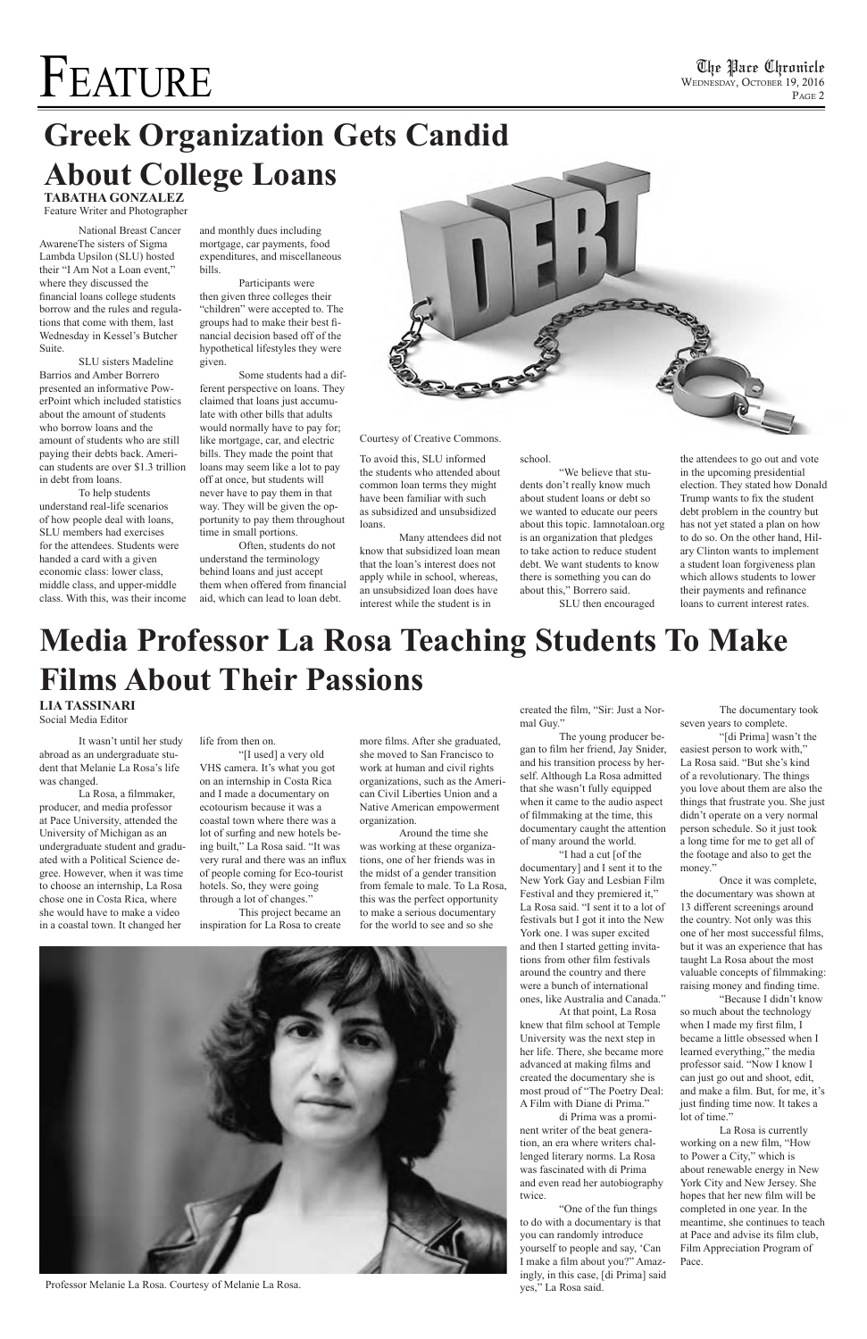# Feature

## Greek Organization Gets Candid About College Loans

**TABATHA GONZALEZ**
Feature Writer and Photographer

National Breast Cancer AwareneThe sisters of Sigma Lambda Upsilon (SLU) hosted their "I Am Not a Loan event," where they discussed the financial loans college students borrow and the rules and regulations that come with them, last Wednesday in Kessel's Butcher Suite.

SLU sisters Madeline Barrios and Amber Borrero presented an informative PowerPoint which included statistics about the amount of students who borrow loans and the amount of students who are still paying their debts back. American students are over $1.3 trillion in debt from loans.

To help students understand real-life scenarios of how people deal with loans, SLU members had exercises for the attendees. Students were handed a card with a given economic class: lower class, middle class, and upper-middle class. With this, was their income and monthly dues including mortgage, car payments, food expenditures, and miscellaneous bills.

Participants were then given three colleges their "children" were accepted to. The groups had to make their best financial decision based off of the hypothetical lifestyles they were given.

Some students had a different perspective on loans. They claimed that loans just accumulate with other bills that adults would normally have to pay for; like mortgage, car, and electric bills. They made the point that loans may seem like a lot to pay off at once, but students will never have to pay them in that way. They will be given the opportunity to pay them throughout time in small portions.

Often, students do not understand the terminology behind loans and just accept them when offered from financial aid, which can lead to loan debt.

Courtesy of Creative Commons.

To avoid this, SLU informed the students who attended about common loan terms they might have been familiar with such as subsidized and unsubsidized loans.

Many attendees did not know that subsidized loan mean that the loan's interest does not apply while in school, whereas, an unsubsidized loan does have interest while the student is in school.

"We believe that students don't really know much about student loans or debt so we wanted to educate our peers about this topic. Iamnotaloan.org is an organization that pledges to take action to reduce student debt. We want students to know there is something you can do about this," Borrero said.

SLU then encouraged the attendees to go out and vote in the upcoming presidential election. They stated how Donald Trump wants to fix the student debt problem in the country but has not yet stated a plan on how to do so. On the other hand, Hilary Clinton wants to implement a student loan forgiveness plan which allows students to lower their payments and refinance loans to current interest rates.

## Media Professor La Rosa Teaching Students To Make Films About Their Passions

**LIA TASSINARI**
Social Media Editor

It wasn't until her study abroad as an undergraduate student that Melanie La Rosa's life was changed.

La Rosa, a filmmaker, producer, and media professor at Pace University, attended the University of Michigan as an undergraduate student and graduated with a Political Science degree. However, when it was time to choose an internship, La Rosa chose one in Costa Rica, where she would have to make a video in a coastal town. It changed her life from then on.

"[I used] a very old VHS camera. It's what you got on an internship in Costa Rica and I made a documentary on ecotourism because it was a coastal town where there was a lot of surfing and new hotels being built," La Rosa said. "It was very rural and there was an influx of people coming for Eco-tourist hotels. So, they were going through a lot of changes."

This project became an inspiration for La Rosa to create more films. After she graduated, she moved to San Francisco to work at human and civil rights organizations, such as the American Civil Liberties Union and a Native American empowerment organization.

Around the time she was working at these organizations, one of her friends was in the midst of a gender transition from female to male. To La Rosa, this was the perfect opportunity to make a serious documentary for the world to see and so she created the film, "Sir: Just a Normal Guy."

The young producer began to film her friend, Jay Snider, and his transition process by herself. Although La Rosa admitted that she wasn't fully equipped when it came to the audio aspect of filmmaking at the time, this documentary caught the attention of many around the world.

"I had a cut [of the documentary] and I sent it to the New York Gay and Lesbian Film Festival and they premiered it," La Rosa said. "I sent it to a lot of festivals but I got it into the New York one. I was super excited and then I started getting invitations from other film festivals around the country and there were a bunch of international ones, like Australia and Canada."

At that point, La Rosa knew that film school at Temple University was the next step in her life. There, she became more advanced at making films and created the documentary she is most proud of "The Poetry Deal: A Film with Diane di Prima."

di Prima was a prominent writer of the beat generation, an era where writers challenged literary norms. La Rosa was fascinated with di Prima and even read her autobiography twice.

"One of the fun things to do with a documentary is that you can randomly introduce yourself to people and say, 'Can I make a film about you?' Amazingly, in this case, [di Prima] said yes," La Rosa said.

The documentary took seven years to complete.

"[di Prima] wasn't the easiest person to work with," La Rosa said. "But she's kind of a revolutionary. The things you love about them are also the things that frustrate you. She just didn't operate on a very normal person schedule. So it just took a long time for me to get all of the footage and also to get the money."

Once it was complete, the documentary was shown at 13 different screenings around the country. Not only was this one of her most successful films, but it was an experience that has taught La Rosa about the most valuable concepts of filmmaking: raising money and finding time.

"Because I didn't know so much about the technology when I made my first film, I became a little obsessed when I learned everything," the media professor said. "Now I know I can just go out and shoot, edit, and make a film. But, for me, it's just finding time now. It takes a lot of time."

La Rosa is currently working on a new film, "How to Power a City," which is about renewable energy in New York City and New Jersey. She hopes that her new film will be completed in one year. In the meantime, she continues to teach at Pace and advise its film club, Film Appreciation Program of Pace.

Professor Melanie La Rosa. Courtesy of Melanie La Rosa.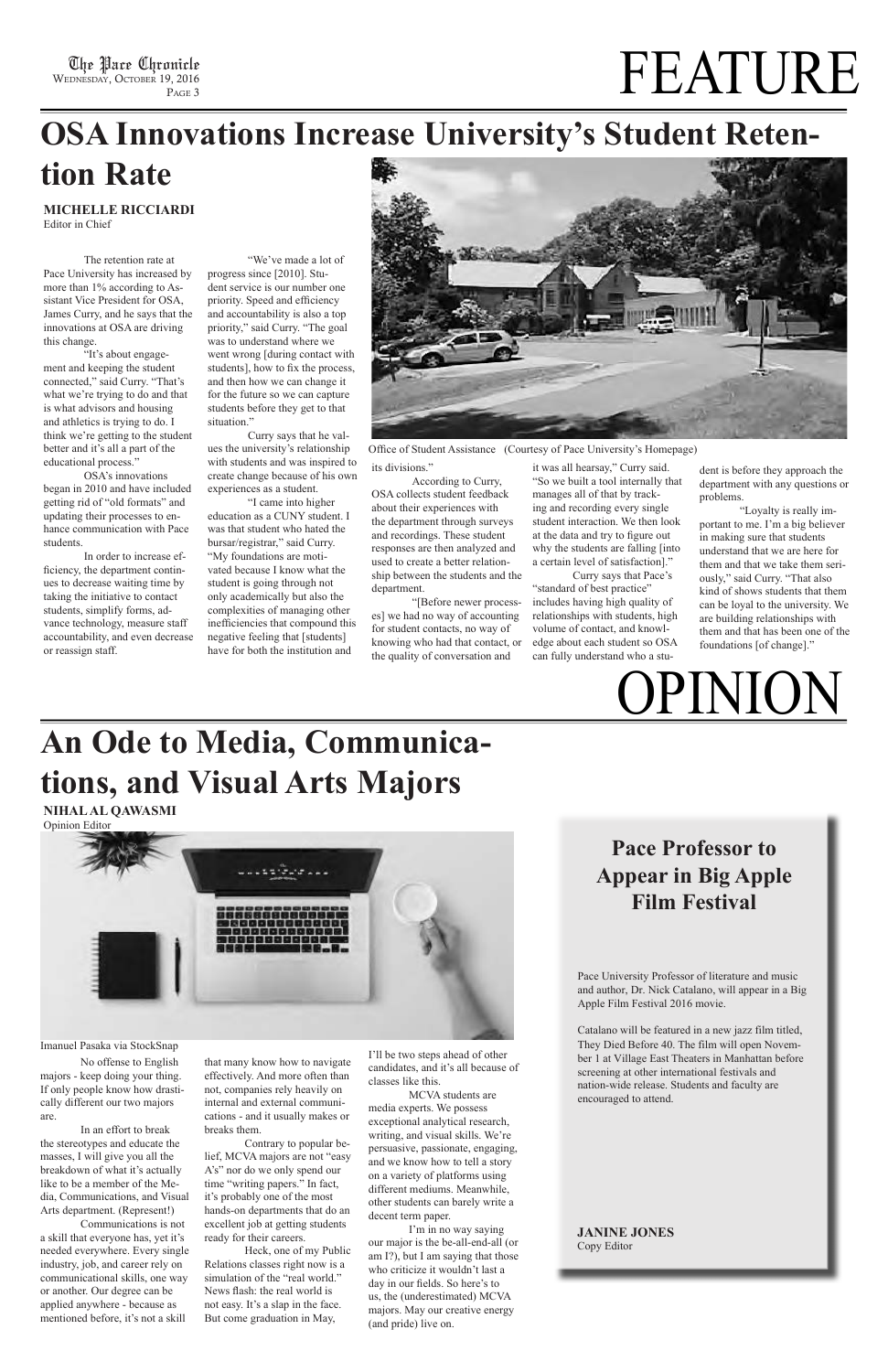# FEATURE

## OSA Innovations Increase University's Student Retention Rate

**MICHELLE RICCIARDI**
Editor in Chief

The retention rate at Pace University has increased by more than 1% according to Assistant Vice President for OSA, James Curry, and he says that the innovations at OSA are driving this change.

"It's about engagement and keeping the student connected," said Curry. "That's what we're trying to do and that is what advisors and housing and athletics is trying to do. I think we're getting to the student better and it's all a part of the educational process."

OSA's innovations began in 2010 and have included getting rid of "old formats" and updating their processes to enhance communication with Pace students.

In order to increase efficiency, the department continues to decrease waiting time by taking the initiative to contact students, simplify forms, advance technology, measure staff accountability, and even decrease or reassign staff.

"We've made a lot of progress since [2010]. Student service is our number one priority. Speed and efficiency and accountability is also a top priority," said Curry. "The goal was to understand where we went wrong [during contact with students], how to fix the process, and then how we can change it for the future so we can capture students before they get to that situation."

Curry says that he values the university's relationship with students and was inspired to create change because of his own experiences as a student.

"I came into higher education as a CUNY student. I was that student who hated the bursar/registrar," said Curry. "My foundations are motivated because I know what the student is going through not only academically but also the complexities of managing other inefficiencies that compound this negative feeling that [students] have for both the institution and its divisions."

Office of Student Assistance (Courtesy of Pace University's Homepage)

According to Curry, OSA collects student feedback about their experiences with the department through surveys and recordings. These student responses are then analyzed and used to create a better relationship between the students and the department.

"[Before newer processes] we had no way of accounting for student contacts, no way of knowing who had that contact, or the quality of conversation and it was all hearsay," Curry said. "So we built a tool internally that manages all of that by tracking and recording every single student interaction. We then look at the data and try to figure out why the students are falling [into a certain level of satisfaction]."

Curry says that Pace's "standard of best practice" includes having high quality of relationships with students, high volume of contact, and knowledge about each student so OSA can fully understand who a student is before they approach the department with any questions or problems.

"Loyalty is really important to me. I'm a big believer in making sure that students understand that we are here for them and that we take them seriously," said Curry. "That also kind of shows students that them can be loyal to the university. We are building relationships with them and that has been one of the foundations [of change]."

# OPINION

## An Ode to Media, Communications, and Visual Arts Majors

**NIHAL AL QAWASMI**
Opinion Editor

Imanuel Pasaka via StockSnap

No offense to English majors - keep doing your thing. If only people know how drastically different our two majors are.

In an effort to break the stereotypes and educate the masses, I will give you all the breakdown of what it's actually like to be a member of the Media, Communications, and Visual Arts department. (Represent!)

Communications is not a skill that everyone has, yet it's needed everywhere. Every single industry, job, and career rely on communicational skills, one way or another. Our degree can be applied anywhere - because as mentioned before, it's not a skill that many know how to navigate effectively. And more often than not, companies rely heavily on internal and external communications - and it usually makes or breaks them.

Contrary to popular belief, MCVA majors are not "easy A's" nor do we only spend our time "writing papers." In fact, it's probably one of the most hands-on departments that do an excellent job at getting students ready for their careers.

Heck, one of my Public Relations classes right now is a simulation of the "real world." News flash: the real world is not easy. It's a slap in the face. But come graduation in May, I'll be two steps ahead of other candidates, and it's all because of classes like this.

MCVA students are media experts. We possess exceptional analytical research, writing, and visual skills. We're persuasive, passionate, engaging, and we know how to tell a story on a variety of platforms using different mediums. Meanwhile, other students can barely write a decent term paper.

I'm in no way saying our major is the be-all-end-all (or am I?), but I am saying that those who criticize it wouldn't last a day in our fields. So here's to us, the (underestimated) MCVA majors. May our creative energy (and pride) live on.

### Pace Professor to Appear in Big Apple Film Festival

Pace University Professor of literature and music and author, Dr. Nick Catalano, will appear in a Big Apple Film Festival 2016 movie.

Catalano will be featured in a new jazz film titled, They Died Before 40. The film will open November 1 at Village East Theaters in Manhattan before screening at other international festivals and nation-wide release. Students and faculty are encouraged to attend.

**JANINE JONES**
Copy Editor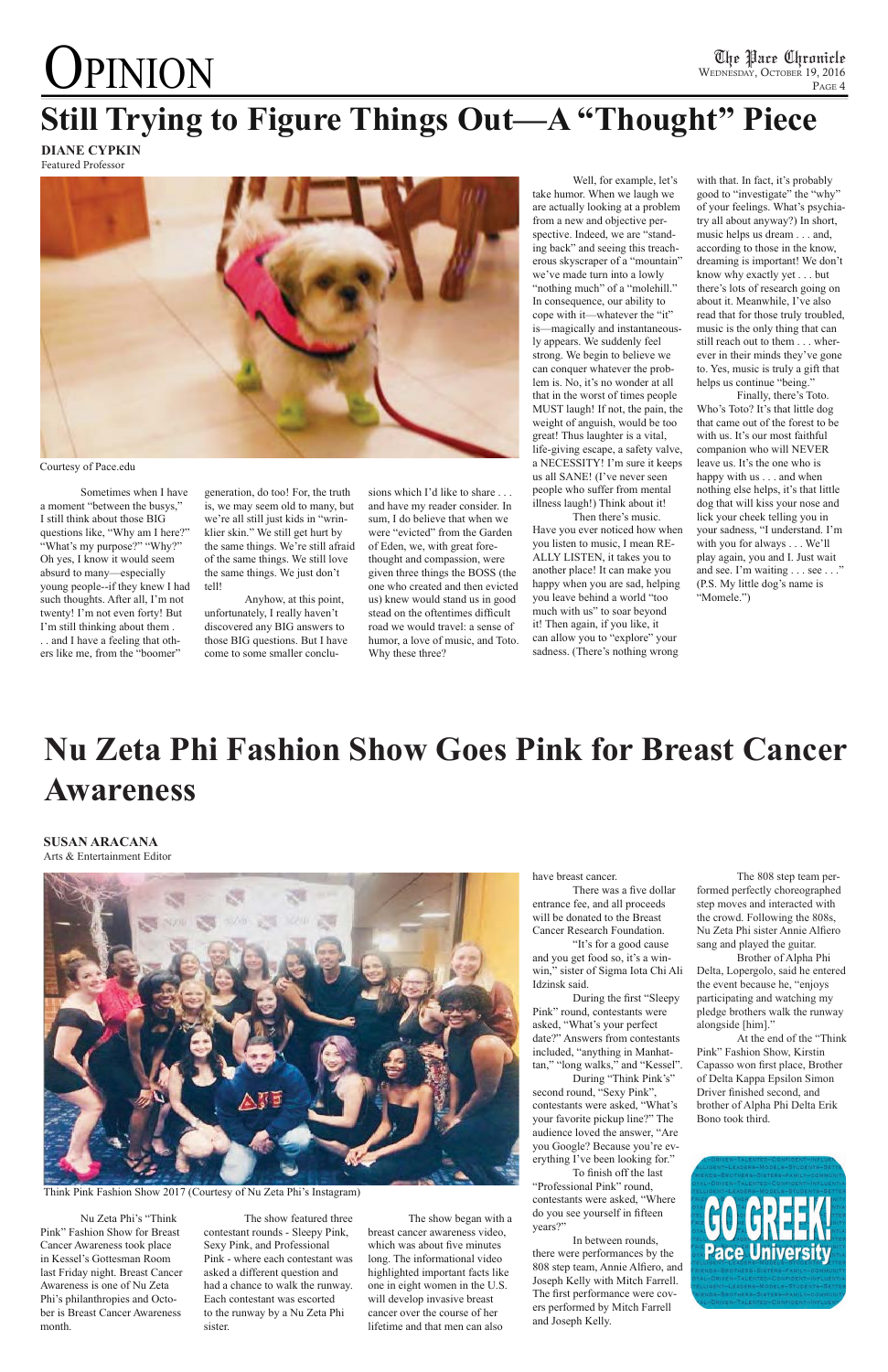# Opinion

## Still Trying to Figure Things Out—A "Thought" Piece

**DIANE CYPKIN**
Featured Professor

Courtesy of Pace.edu

Sometimes when I have a moment "between the busys," I still think about those BIG questions like, "Why am I here?" "What's my purpose?" "Why?" Oh yes, I know it would seem absurd to many—especially young people--if they knew I had such thoughts. After all, I'm not twenty! I'm not even forty! But I'm still thinking about them . . . and I have a feeling that others like me, from the "boomer" generation, do too! For, the truth is, we may seem old to many, but we're all still just kids in "wrinklier skin." We still get hurt by the same things. We're still afraid of the same things. We still love the same things. We just don't tell!

Anyhow, at this point, unfortunately, I really haven't discovered any BIG answers to those BIG questions. But I have come to some smaller conclusions which I'd like to share . . . and have my reader consider. In sum, I do believe that when we were "evicted" from the Garden of Eden, we, with great forethought and compassion, were given three things the BOSS (the one who created and then evicted us) knew would stand us in good stead on the oftentimes difficult road we would travel: a sense of humor, a love of music, and Toto. Why these three?

Well, for example, let's take humor. When we laugh we are actually looking at a problem from a new and objective perspective. Indeed, we are "standing back" and seeing this treacherous skyscraper of a "mountain" we've made turn into a lowly "nothing much" of a "molehill." In consequence, our ability to cope with it—whatever the "it" is—magically and instantaneously appears. We suddenly feel strong. We begin to believe we can conquer whatever the problem is. No, it's no wonder at all that in the worst of times people MUST laugh! If not, the pain, the weight of anguish, would be too great! Thus laughter is a vital, life-giving escape, a safety valve, a NECESSITY! I'm sure it keeps us all SANE! (I've never seen people who suffer from mental illness laugh!) Think about it!

Then there's music. Have you ever noticed how when you listen to music, I mean REALLY LISTEN, it takes you to another place! It can make you happy when you are sad, helping you leave behind a world "too much with us" to soar beyond it! Then again, if you like, it can allow you to "explore" your sadness. (There's nothing wrong with that. In fact, it's probably good to "investigate" the "why" of your feelings. What's psychiatry all about anyway?) In short, music helps us dream . . . and, according to those in the know, dreaming is important! We don't know why exactly yet . . . but there's lots of research going on about it. Meanwhile, I've also read that for those truly troubled, music is the only thing that can still reach out to them . . . wherever in their minds they've gone to. Yes, music is truly a gift that helps us continue "being."

Finally, there's Toto. Who's Toto? It's that little dog that came out of the forest to be with us. It's our most faithful companion who will NEVER leave us. It's the one who is happy with us . . . and when nothing else helps, it's that little dog that will kiss your nose and lick your cheek telling you in your sadness, "I understand. I'm with you for always . . . We'll play again, you and I. Just wait and see. I'm waiting . . . see . . ." (P.S. My little dog's name is "Momele.")

## Nu Zeta Phi Fashion Show Goes Pink for Breast Cancer Awareness

**SUSAN ARACANA**
Arts & Entertainment Editor

Think Pink Fashion Show 2017 (Courtesy of Nu Zeta Phi's Instagram)

Nu Zeta Phi's "Think Pink" Fashion Show for Breast Cancer Awareness took place in Kessel's Gottesman Room last Friday night. Breast Cancer Awareness is one of Nu Zeta Phi's philanthropies and October is Breast Cancer Awareness month.

The show featured three contestant rounds - Sleepy Pink, Sexy Pink, and Professional Pink - where each contestant was asked a different question and had a chance to walk the runway. Each contestant was escorted to the runway by a Nu Zeta Phi sister.

The show began with a breast cancer awareness video, which was about five minutes long. The informational video highlighted important facts like one in eight women in the U.S. will develop invasive breast cancer over the course of her lifetime and that men can also have breast cancer.

There was a five dollar entrance fee, and all proceeds will be donated to the Breast Cancer Research Foundation.

"It's for a good cause and you get food so, it's a win-win," sister of Sigma Iota Chi Ali Idzinsk said.

During the first "Sleepy Pink" round, contestants were asked, "What's your perfect date?" Answers from contestants included, "anything in Manhattan," "long walks," and "Kessel".

During "Think Pink's" second round, "Sexy Pink", contestants were asked, "What's your favorite pickup line?" The audience loved the answer, "Are you Google? Because you're everything I've been looking for."

To finish off the last "Professional Pink" round, contestants were asked, "Where do you see yourself in fifteen years?"

In between rounds, there were performances by the 808 step team, Annie Alfiero, and Joseph Kelly with Mitch Farrell. The first performance were covers performed by Mitch Farrell and Joseph Kelly.

The 808 step team performed perfectly choreographed step moves and interacted with the crowd. Following the 808s, Nu Zeta Phi sister Annie Alfiero sang and played the guitar.

Brother of Alpha Phi Delta, Lopergolo, said he entered the event because he, "enjoys participating and watching my pledge brothers walk the runway alongside [him]."

At the end of the "Think Pink" Fashion Show, Kirstin Capasso won first place, Brother of Delta Kappa Epsilon Simon Driver finished second, and brother of Alpha Phi Delta Erik Bono took third.

GO GREEK! Pace University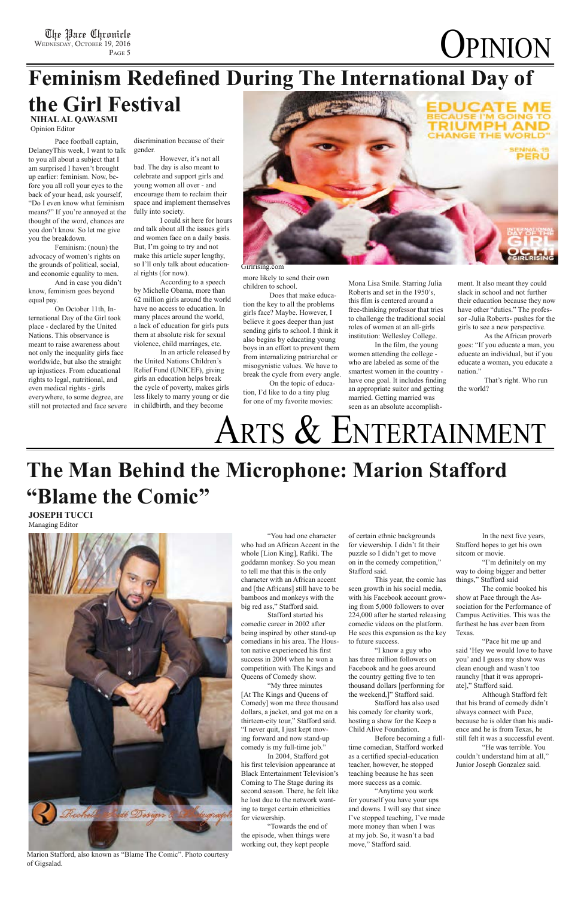# Opinion

## Feminism Redefined During The International Day of the Girl Festival

**NIHAL AL QAWASMI**
Opinion Editor

Pace football captain, DelaneyThis week, I want to talk to you all about a subject that I am surprised I haven't brought up earlier: feminism. Now, before you all roll your eyes to the back of your head, ask yourself, "Do I even know what feminism means?" If you're annoyed at the thought of the word, chances are you don't know. So let me give you the breakdown.

Feminism: (noun) the advocacy of women's rights on the grounds of political, social, and economic equality to men.

And in case you didn't know, feminism goes beyond equal pay.

On October 11th, International Day of the Girl took place - declared by the United Nations. This observance is meant to raise awareness about not only the inequality girls face worldwide, but also the straight up injustices. From educational rights to legal, nutritional, and even medical rights - girls everywhere, to some degree, are still not protected and face severe discrimination because of their gender.

However, it's not all bad. The day is also meant to celebrate and support girls and young women all over - and encourage them to reclaim their space and implement themselves fully into society.

I could sit here for hours and talk about all the issues girls and women face on a daily basis. But, I'm going to try and not make this article super lengthy, so I'll only talk about educational rights (for now).

According to a speech by Michelle Obama, more than 62 million girls around the world have no access to education. In many places around the world, a lack of education for girls puts them at absolute risk for sexual violence, child marriages, etc.

In an article released by the United Nations Children's Relief Fund (UNICEF), giving girls an education helps break the cycle of poverty, makes girls less likely to marry young or die in childbirth, and they become more likely to send their own children to school.

Girlrising.com

Does that make education the key to all the problems girls face? Maybe. However, I believe it goes deeper than just sending girls to school. I think it also begins by educating young boys in an effort to prevent them from internalizing patriarchal or misogynistic values. We have to break the cycle from every angle.

On the topic of education, I'd like to do a tiny plug for one of my favorite movies: Mona Lisa Smile. Starring Julia Roberts and set in the 1950's, this film is centered around a free-thinking professor that tries to challenge the traditional social roles of women at an all-girls institution: Wellesley College.

In the film, the young women attending the college - who are labeled as some of the smartest women in the country - have one goal. It includes finding an appropriate suitor and getting married. Getting married was seen as an absolute accomplishment. It also meant they could slack in school and not further their education because they now have other "duties." The professor -Julia Roberts- pushes for the girls to see a new perspective.

As the African proverb goes: "If you educate a man, you educate an individual, but if you educate a woman, you educate a nation."

That's right. Who run the world?

# Arts & Entertainment

## The Man Behind the Microphone: Marion Stafford "Blame the Comic"

**JOSEPH TUCCI**
Managing Editor

Marion Stafford, also known as "Blame The Comic". Photo courtesy of Gigsalad.

"You had one character who had an African Accent in the whole [Lion King], Rafiki. The goddamn monkey. So you mean to tell me that this is the only character with an African accent and [the Africans] still have to be bamboos and monkeys with the big red ass," Stafford said.

Stafford started his comedic career in 2002 after being inspired by other stand-up comedians in his area. The Houston native experienced his first success in 2004 when he won a competition with The Kings and Queens of Comedy show.

"My three minutes [At The Kings and Queens of Comedy] won me three thousand dollars, a jacket, and got me on a thirteen-city tour," Stafford said. "I never quit, I just kept moving forward and now stand-up comedy is my full-time job."

In 2004, Stafford got his first television appearance at Black Entertainment Television's Coming to The Stage during its second season. There, he felt like he lost due to the network wanting to target certain ethnicities for viewership.

"Towards the end of the episode, when things were working out, they kept people of certain ethnic backgrounds for viewership. I didn't fit their puzzle so I didn't get to move on in the comedy competition," Stafford said.

This year, the comic has seen growth in his social media, with his Facebook account growing from 5,000 followers to over 224,000 after he started releasing comedic videos on the platform. He sees this expansion as the key to future success.

"I know a guy who has three million followers on Facebook and he goes around the country getting five to ten thousand dollars [performing for the weekend,]" Stafford said.

Stafford has also used his comedy for charity work, hosting a show for the Keep a Child Alive Foundation.

Before becoming a full-time comedian, Stafford worked as a certified special-education teacher, however, he stopped teaching because he has seen more success as a comic.

"Anytime you work for yourself you have your ups and downs. I will say that since I've stopped teaching, I've made more money than when I was at my job. So, it wasn't a bad move," Stafford said.

In the next five years, Stafford hopes to get his own sitcom or movie.

"I'm definitely on my way to doing bigger and better things," Stafford said

The comic booked his show at Pace through the Association for the Performance of Campus Activities. This was the furthest he has ever been from Texas.

"Pace hit me up and said 'Hey we would love to have you' and I guess my show was clean enough and wasn't too raunchy [that it was appropriate]," Stafford said.

Although Stafford felt that his brand of comedy didn't always connect with Pace, because he is older than his audience and he is from Texas, he still felt it was a successful event.

"He was terrible. You couldn't understand him at all," Junior Joseph Gonzalez said.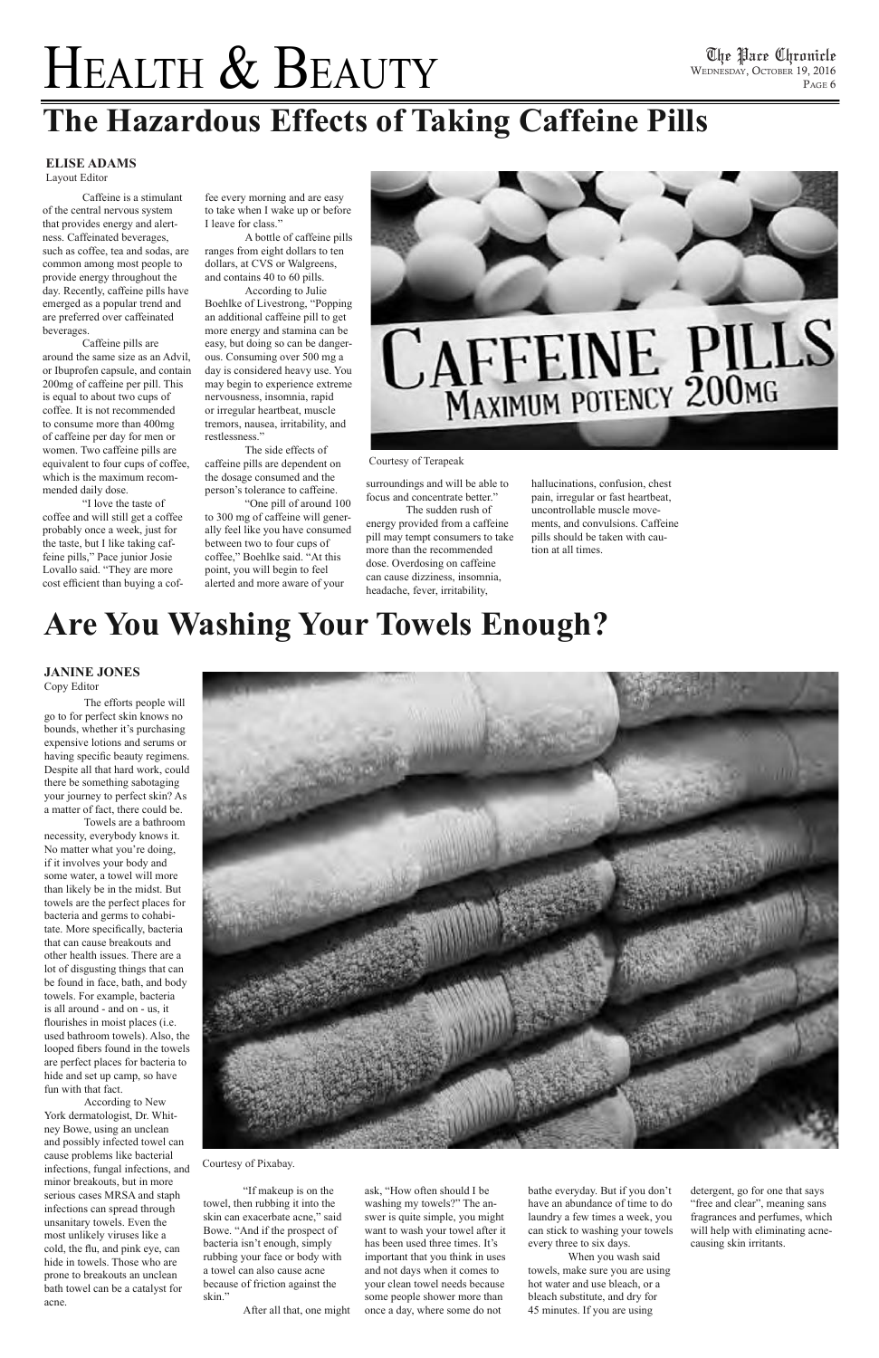# Health & Beauty

## The Hazardous Effects of Taking Caffeine Pills

**ELISE ADAMS**
Layout Editor

Caffeine is a stimulant of the central nervous system that provides energy and alertness. Caffeinated beverages, such as coffee, tea and sodas, are common among most people to provide energy throughout the day. Recently, caffeine pills have emerged as a popular trend and are preferred over caffeinated beverages.

Caffeine pills are around the same size as an Advil, or Ibuprofen capsule, and contain 200mg of caffeine per pill. This is equal to about two cups of coffee. It is not recommended to consume more than 400mg of caffeine per day for men or women. Two caffeine pills are equivalent to four cups of coffee, which is the maximum recommended daily dose.

"I love the taste of coffee and will still get a coffee probably once a week, just for the taste, but I like taking caffeine pills," Pace junior Josie Lovallo said. "They are more cost efficient than buying a coffee every morning and are easy to take when I wake up or before I leave for class."

A bottle of caffeine pills ranges from eight dollars to ten dollars, at CVS or Walgreens, and contains 40 to 60 pills.

According to Julie Boehlke of Livestrong, "Popping an additional caffeine pill to get more energy and stamina can be easy, but doing so can be dangerous. Consuming over 500 mg a day is considered heavy use. You may begin to experience extreme nervousness, insomnia, rapid or irregular heartbeat, muscle tremors, nausea, irritability, and restlessness."

The side effects of caffeine pills are dependent on the dosage consumed and the person's tolerance to caffeine.

"One pill of around 100 to 300 mg of caffeine will generally feel like you have consumed between two to four cups of coffee," Boehlke said. "At this point, you will begin to feel alerted and more aware of your surroundings and will be able to focus and concentrate better."

The sudden rush of energy provided from a caffeine pill may tempt consumers to take more than the recommended dose. Overdosing on caffeine can cause dizziness, insomnia, headache, fever, irritability, hallucinations, confusion, chest pain, irregular or fast heartbeat, uncontrollable muscle movements, and convulsions. Caffeine pills should be taken with caution at all times.

Courtesy of Terapeak

## Are You Washing Your Towels Enough?

**JANINE JONES**
Copy Editor

The efforts people will go to for perfect skin knows no bounds, whether it's purchasing expensive lotions and serums or having specific beauty regimens. Despite all that hard work, could there be something sabotaging your journey to perfect skin? As a matter of fact, there could be.

Towels are a bathroom necessity, everybody knows it. No matter what you're doing, if it involves your body and some water, a towel will more than likely be in the midst. But towels are the perfect places for bacteria and germs to cohabitate. More specifically, bacteria that can cause breakouts and other health issues. There are a lot of disgusting things that can be found in face, bath, and body towels. For example, bacteria is all around - and on - us, it flourishes in moist places (i.e. used bathroom towels). Also, the looped fibers found in the towels are perfect places for bacteria to hide and set up camp, so have fun with that fact.

According to New York dermatologist, Dr. Whitney Bowe, using an unclean and possibly infected towel can cause problems like bacterial infections, fungal infections, and minor breakouts, but in more serious cases MRSA and staph infections can spread through unsanitary towels. Even the most unlikely viruses like a cold, the flu, and pink eye, can hide in towels. Those who are prone to breakouts an unclean bath towel can be a catalyst for acne.

"If makeup is on the towel, then rubbing it into the skin can exacerbate acne," said Bowe. "And if the prospect of bacteria isn't enough, simply rubbing your face or body with a towel can also cause acne because of friction against the skin."

After all that, one might ask, "How often should I be washing my towels?" The answer is quite simple, you might want to wash your towel after it has been used three times. It's important that you think in uses and not days when it comes to your clean towel needs because some people shower more than once a day, where some do not bathe everyday. But if you don't have an abundance of time to do laundry a few times a week, you can stick to washing your towels every three to six days.

When you wash said towels, make sure you are using hot water and use bleach, or a bleach substitute, and dry for 45 minutes. If you are using detergent, go for one that says "free and clear", meaning sans fragrances and perfumes, which will help with eliminating acne-causing skin irritants.

Courtesy of Pixabay.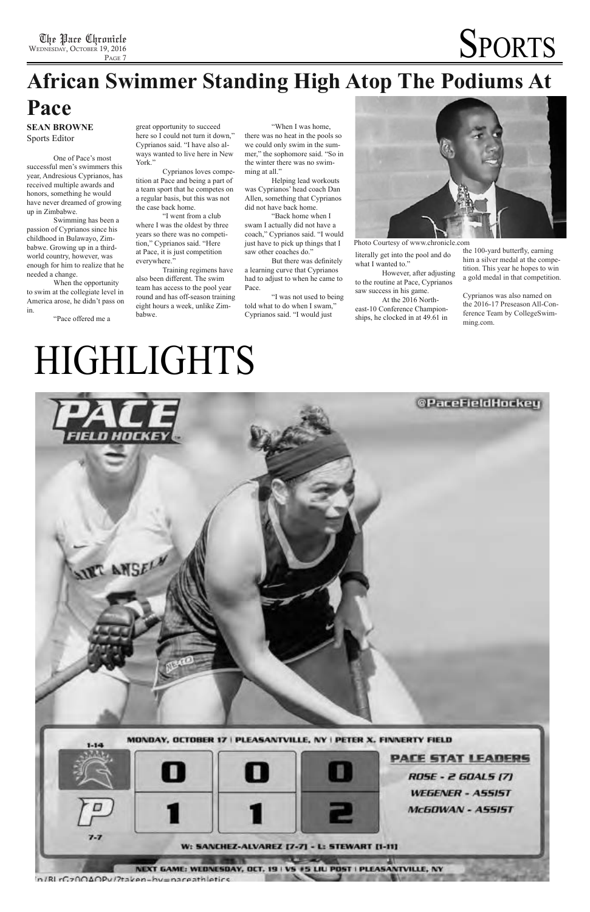# SPORTS

## African Swimmer Standing High Atop The Podiums At Pace

**SEAN BROWNE**
Sports Editor

One of Pace's most successful men's swimmers this year, Andresious Cyprianos, has received multiple awards and honors, something he would have never dreamed of growing up in Zimbabwe.

Swimming has been a passion of Cyprianos since his childhood in Bulawayo, Zimbabwe. Growing up in a third-world country, however, was enough for him to realize that he needed a change.

When the opportunity to swim at the collegiate level in America arose, he didn't pass on in.

"Pace offered me a great opportunity to succeed here so I could not turn it down," Cyprianos said. "I have also always wanted to live here in New York."

Cyprianos loves competition at Pace and being a part of a team sport that he competes on a regular basis, but this was not the case back home.

"I went from a club where I was the oldest by three years so there was no competition," Cyprianos said. "Here at Pace, it is just competition everywhere."

Training regimens have also been different. The swim team has access to the pool year round and has off-season training eight hours a week, unlike Zimbabwe.

"When I was home, there was no heat in the pools so we could only swim in the summer," the sophomore said. "So in the winter there was no swimming at all."

Helping lead workouts was Cyprianos' head coach Dan Allen, something that Cyprianos did not have back home.

"Back home when I swam I actually did not have a coach," Cyprianos said. "I would just have to pick up things that I saw other coaches do."

But there was definitely a learning curve that Cyprianos had to adjust to when he came to Pace.

"I was not used to being told what to do when I swam," Cyprianos said. "I would just literally get into the pool and do what I wanted to."

However, after adjusting to the routine at Pace, Cyprianos saw success in his game.

At the 2016 Northeast-10 Conference Championships, he clocked in at 49.61 in the 100-yard butterfly, earning him a silver medal at the competition. This year he hopes to win a gold medal in that competition.

Cyprianos was also named on the 2016-17 Preseason All-Conference Team by CollegeSwimming.com.

Photo Courtesy of www.chronicle.com

# HIGHLIGHTS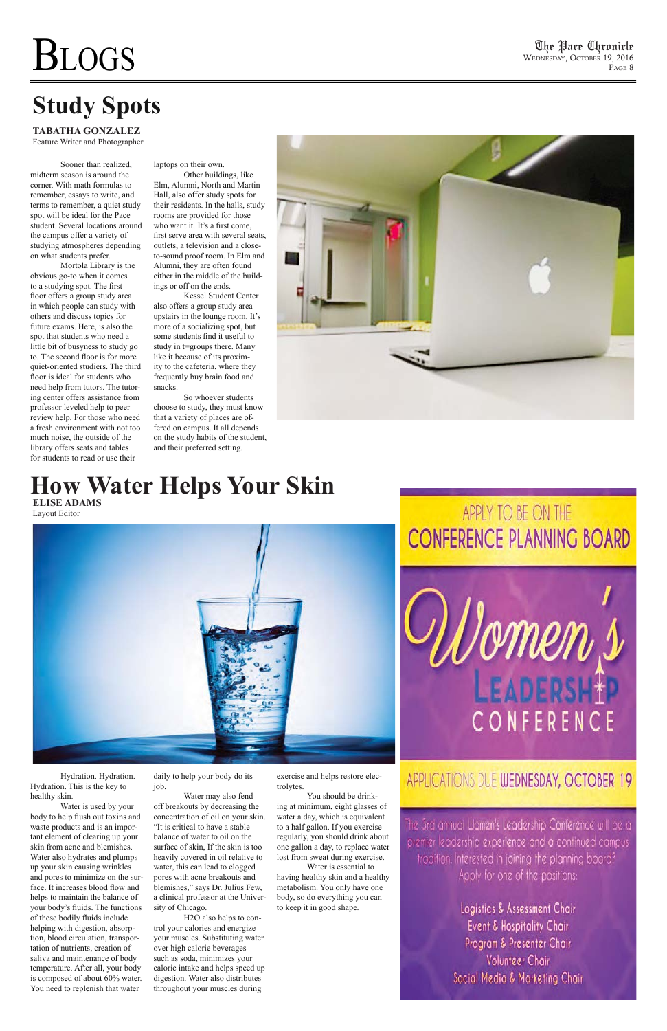# Blogs

## Study Spots

**TABATHA GONZALEZ**
Feature Writer and Photographer

Sooner than realized, midterm season is around the corner. With math formulas to remember, essays to write, and terms to remember, a quiet study spot will be ideal for the Pace student. Several locations around the campus offer a variety of studying atmospheres depending on what students prefer.

Mortola Library is the obvious go-to when it comes to a studying spot. The first floor offers a group study area in which people can study with others and discuss topics for future exams. Here, is also the spot that students who need a little bit of busyness to study go to. The second floor is for more quiet-oriented studiers. The third floor is ideal for students who need help from tutors. The tutoring center offers assistance from professor leveled help to peer review help. For those who need a fresh environment with not too much noise, the outside of the library offers seats and tables for students to read or use their laptops on their own.

Other buildings, like Elm, Alumni, North and Martin Hall, also offer study spots for their residents. In the halls, study rooms are provided for those who want it. It's a first come, first serve area with several seats, outlets, a television and a close-to-sound proof room. In Elm and Alumni, they are often found either in the middle of the buildings or off on the ends.

Kessel Student Center also offers a group study area upstairs in the lounge room. It's more of a socializing spot, but some students find it useful to study in t=groups there. Many like it because of its proximity to the cafeteria, where they frequently buy brain food and snacks.

So whoever students choose to study, they must know that a variety of places are offered on campus. It all depends on the study habits of the student, and their preferred setting.

## How Water Helps Your Skin

**ELISE ADAMS**
Layout Editor

Hydration. Hydration. Hydration. This is the key to healthy skin.

Water is used by your body to help flush out toxins and waste products and is an important element of clearing up your skin from acne and blemishes. Water also hydrates and plumps up your skin causing wrinkles and pores to minimize on the surface. It increases blood flow and helps to maintain the balance of your body's fluids. The functions of these bodily fluids include helping with digestion, absorption, blood circulation, transportation of nutrients, creation of saliva and maintenance of body temperature. After all, your body is composed of about 60% water. You need to replenish that water daily to help your body do its job.

Water may also fend off breakouts by decreasing the concentration of oil on your skin. "It is critical to have a stable balance of water to oil on the surface of skin, If the skin is too heavily covered in oil relative to water, this can lead to clogged pores with acne breakouts and blemishes," says Dr. Julius Few, a clinical professor at the University of Chicago.

H2O also helps to control your calories and energize your muscles. Substituting water over high calorie beverages such as soda, minimizes your caloric intake and helps speed up digestion. Water also distributes throughout your muscles during exercise and helps restore electrolytes.

You should be drinking at minimum, eight glasses of water a day, which is equivalent to a half gallon. If you exercise regularly, you should drink about one gallon a day, to replace water lost from sweat during exercise.

Water is essential to having healthy skin and a healthy metabolism. You only have one body, so do everything you can to keep it in good shape.

APPLY TO BE ON THE
CONFERENCE PLANNING BOARD

Women's Leadership Conference

APPLICATIONS DUE WEDNESDAY, OCTOBER 19

The 3rd annual Women's Leadership Conference will be a premier leadership experience and a continued campus tradition. Interested in joining the planning board? Apply for one of the positions:

Logistics & Assessment Chair
Event & Hospitality Chair
Program & Presenter Chair
Volunteer Chair
Social Media & Marketing Chair